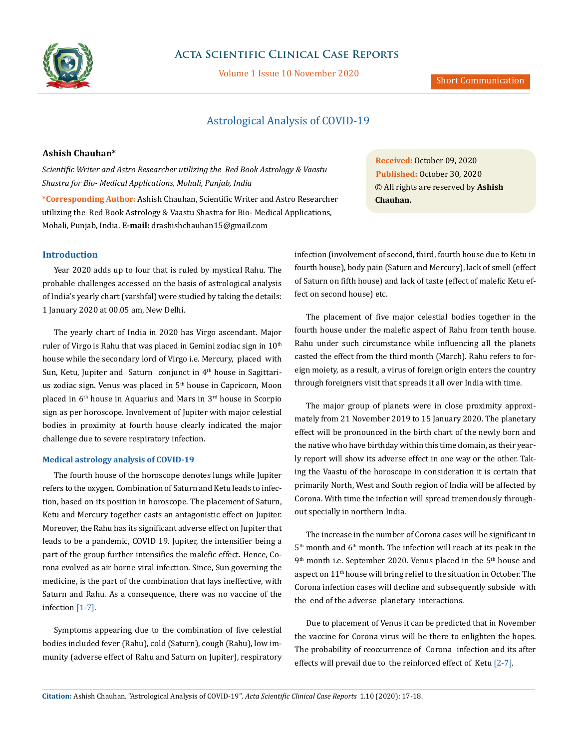# Astrological Analysis of COVID-19

**Ashish Chauhan***

*Scientific Writer and Astro Researcher utilizing the Red Book Astrology & Vaastu Shastra for Bio- Medical Applications, Mohali, Punjab, India*

***Corresponding Author:** Ashish Chauhan, Scientific Writer and Astro Researcher utilizing the Red Book Astrology & Vaastu Shastra for Bio- Medical Applications, Mohali, Punjab, India. **E-mail:** drashishchauhan15@gmail.com

**Received:** October 09, 2020
**Published:** October 30, 2020
© All rights are reserved by **Ashish Chauhan.**

## Introduction

Year 2020 adds up to four that is ruled by mystical Rahu. The probable challenges accessed on the basis of astrological analysis of India's yearly chart (varshfal) were studied by taking the details: 1 January 2020 at 00.05 am, New Delhi.

The yearly chart of India in 2020 has Virgo ascendant. Major ruler of Virgo is Rahu that was placed in Gemini zodiac sign in 10th house while the secondary lord of Virgo i.e. Mercury, placed with Sun, Ketu, Jupiter and Saturn conjunct in 4th house in Sagittarius zodiac sign. Venus was placed in 5th house in Capricorn, Moon placed in 6th house in Aquarius and Mars in 3rd house in Scorpio sign as per horoscope. Involvement of Jupiter with major celestial bodies in proximity at fourth house clearly indicated the major challenge due to severe respiratory infection.

### Medical astrology analysis of COVID-19

The fourth house of the horoscope denotes lungs while Jupiter refers to the oxygen. Combination of Saturn and Ketu leads to infection, based on its position in horoscope. The placement of Saturn, Ketu and Mercury together casts an antagonistic effect on Jupiter. Moreover, the Rahu has its significant adverse effect on Jupiter that leads to be a pandemic, COVID 19. Jupiter, the intensifier being a part of the group further intensifies the malefic effect. Hence, Corona evolved as air borne viral infection. Since, Sun governing the medicine, is the part of the combination that lays ineffective, with Saturn and Rahu. As a consequence, there was no vaccine of the infection [1-7].

Symptoms appearing due to the combination of five celestial bodies included fever (Rahu), cold (Saturn), cough (Rahu), low immunity (adverse effect of Rahu and Saturn on Jupiter), respiratory infection (involvement of second, third, fourth house due to Ketu in fourth house), body pain (Saturn and Mercury), lack of smell (effect of Saturn on fifth house) and lack of taste (effect of malefic Ketu effect on second house) etc.

The placement of five major celestial bodies together in the fourth house under the malefic aspect of Rahu from tenth house. Rahu under such circumstance while influencing all the planets casted the effect from the third month (March). Rahu refers to foreign moiety, as a result, a virus of foreign origin enters the country through foreigners visit that spreads it all over India with time.

The major group of planets were in close proximity approximately from 21 November 2019 to 15 January 2020. The planetary effect will be pronounced in the birth chart of the newly born and the native who have birthday within this time domain, as their yearly report will show its adverse effect in one way or the other. Taking the Vaastu of the horoscope in consideration it is certain that primarily North, West and South region of India will be affected by Corona. With time the infection will spread tremendously throughout specially in northern India.

The increase in the number of Corona cases will be significant in 5th month and 6th month. The infection will reach at its peak in the 9th month i.e. September 2020. Venus placed in the 5th house and aspect on 11th house will bring relief to the situation in October. The Corona infection cases will decline and subsequently subside with the end of the adverse planetary interactions.

Due to placement of Venus it can be predicted that in November the vaccine for Corona virus will be there to enlighten the hopes. The probability of reoccurrence of Corona infection and its after effects will prevail due to the reinforced effect of Ketu [2-7].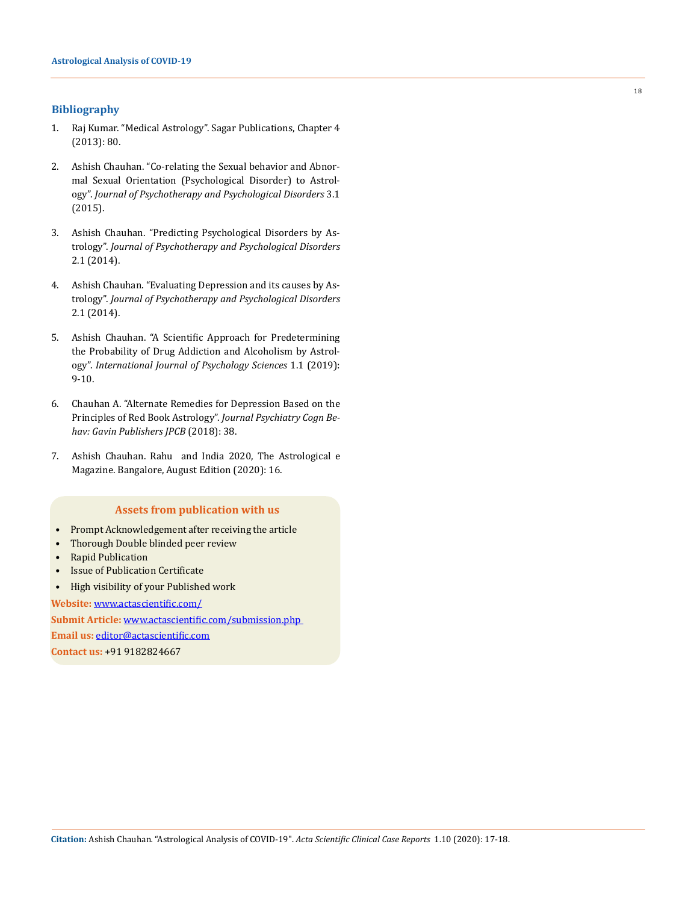## Bibliography

1. Raj Kumar. "Medical Astrology". Sagar Publications, Chapter 4 (2013): 80.

2. Ashish Chauhan. "Co-relating the Sexual behavior and Abnormal Sexual Orientation (Psychological Disorder) to Astrology". *Journal of Psychotherapy and Psychological Disorders* 3.1 (2015).

3. Ashish Chauhan. "Predicting Psychological Disorders by Astrology". *Journal of Psychotherapy and Psychological Disorders* 2.1 (2014).

4. Ashish Chauhan. "Evaluating Depression and its causes by Astrology". *Journal of Psychotherapy and Psychological Disorders* 2.1 (2014).

5. Ashish Chauhan. "A Scientific Approach for Predetermining the Probability of Drug Addiction and Alcoholism by Astrology". *International Journal of Psychology Sciences* 1.1 (2019): 9-10.

6. Chauhan A. "Alternate Remedies for Depression Based on the Principles of Red Book Astrology". *Journal Psychiatry Cogn Behav: Gavin Publishers JPCB* (2018): 38.

7. Ashish Chauhan. Rahu and India 2020, The Astrological e Magazine. Bangalore, August Edition (2020): 16.

**Assets from publication with us**

- Prompt Acknowledgement after receiving the article
- Thorough Double blinded peer review
- Rapid Publication
- Issue of Publication Certificate
- High visibility of your Published work

**Website:** www.actascientific.com/

**Submit Article:** www.actascientific.com/submission.php

**Email us:** editor@actascientific.com

**Contact us:** +91 9182824667

**Citation:** Ashish Chauhan. "Astrological Analysis of COVID-19". *Acta Scientific Clinical Case Reports* 1.10 (2020): 17-18.